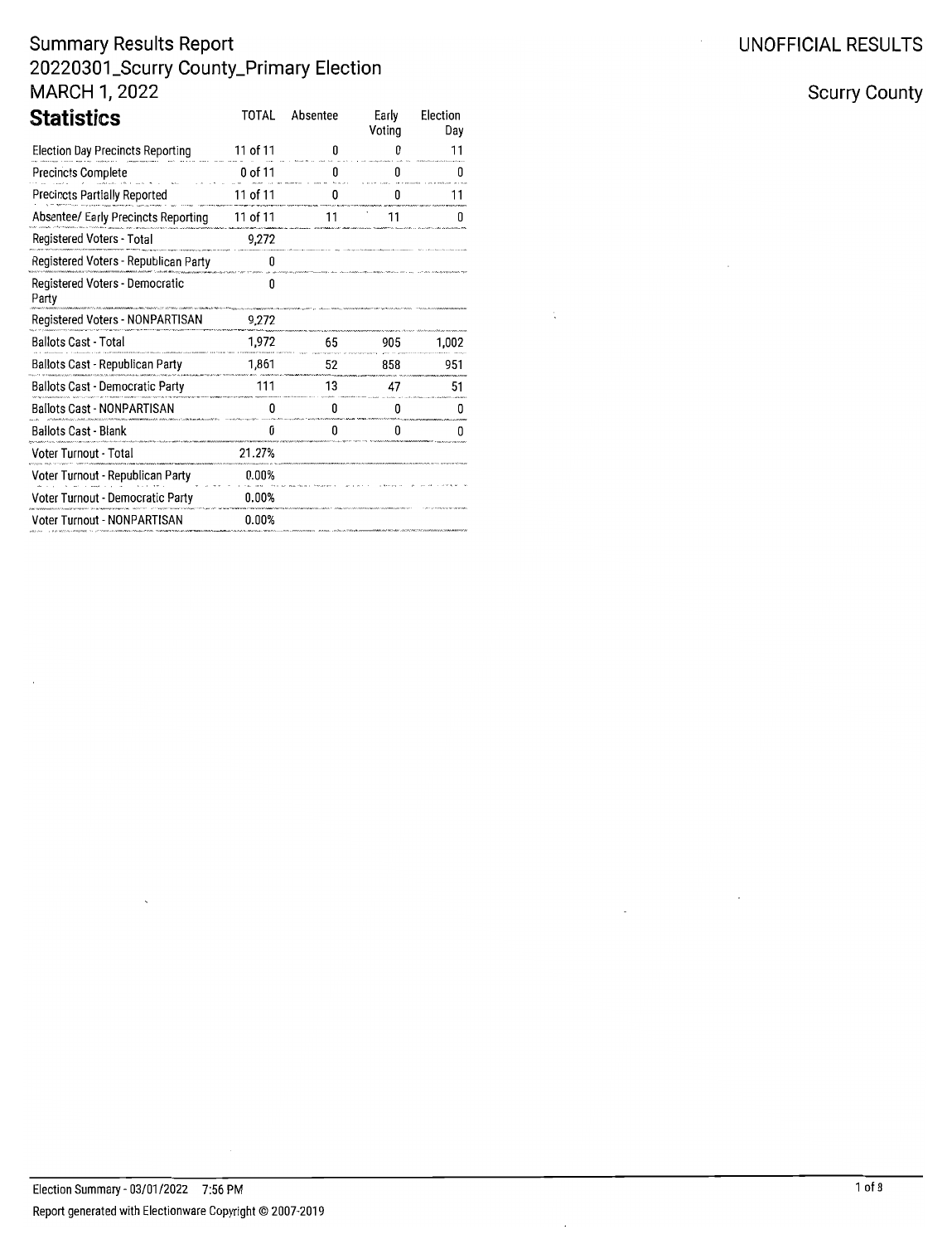# Summary Results Report
## 20220301_Scurry County_Primary Election
## MARCH 1, 2022

UNOFFICIAL RESULTS

Scurry County

## Statistics

| | TOTAL | Absentee | Early Voting | Election Day |
|---|---|---|---|---|
| Election Day Precincts Reporting | 11 of 11 | 0 | 0 | 11 |
| Precincts Complete | 0 of 11 | 0 | 0 | 0 |
| Precincts Partially Reported | 11 of 11 | 0 | 0 | 11 |
| Absentee/ Early Precincts Reporting | 11 of 11 | 11 | 11 | 0 |
| Registered Voters - Total | 9,272 | | | |
| Registered Voters - Republican Party | 0 | | | |
| Registered Voters - Democratic Party | 0 | | | |
| Registered Voters - NONPARTISAN | 9,272 | | | |
| Ballots Cast - Total | 1,972 | 65 | 905 | 1,002 |
| Ballots Cast - Republican Party | 1,861 | 52 | 858 | 951 |
| Ballots Cast - Democratic Party | 111 | 13 | 47 | 51 |
| Ballots Cast - NONPARTISAN | 0 | 0 | 0 | 0 |
| Ballots Cast - Blank | 0 | 0 | 0 | 0 |
| Voter Turnout - Total | 21.27% | | | |
| Voter Turnout - Republican Party | 0.00% | | | |
| Voter Turnout - Democratic Party | 0.00% | | | |
| Voter Turnout - NONPARTISAN | 0.00% | | | |

Election Summary - 03/01/2022 7:56 PM

Report generated with Electionware Copyright © 2007-2019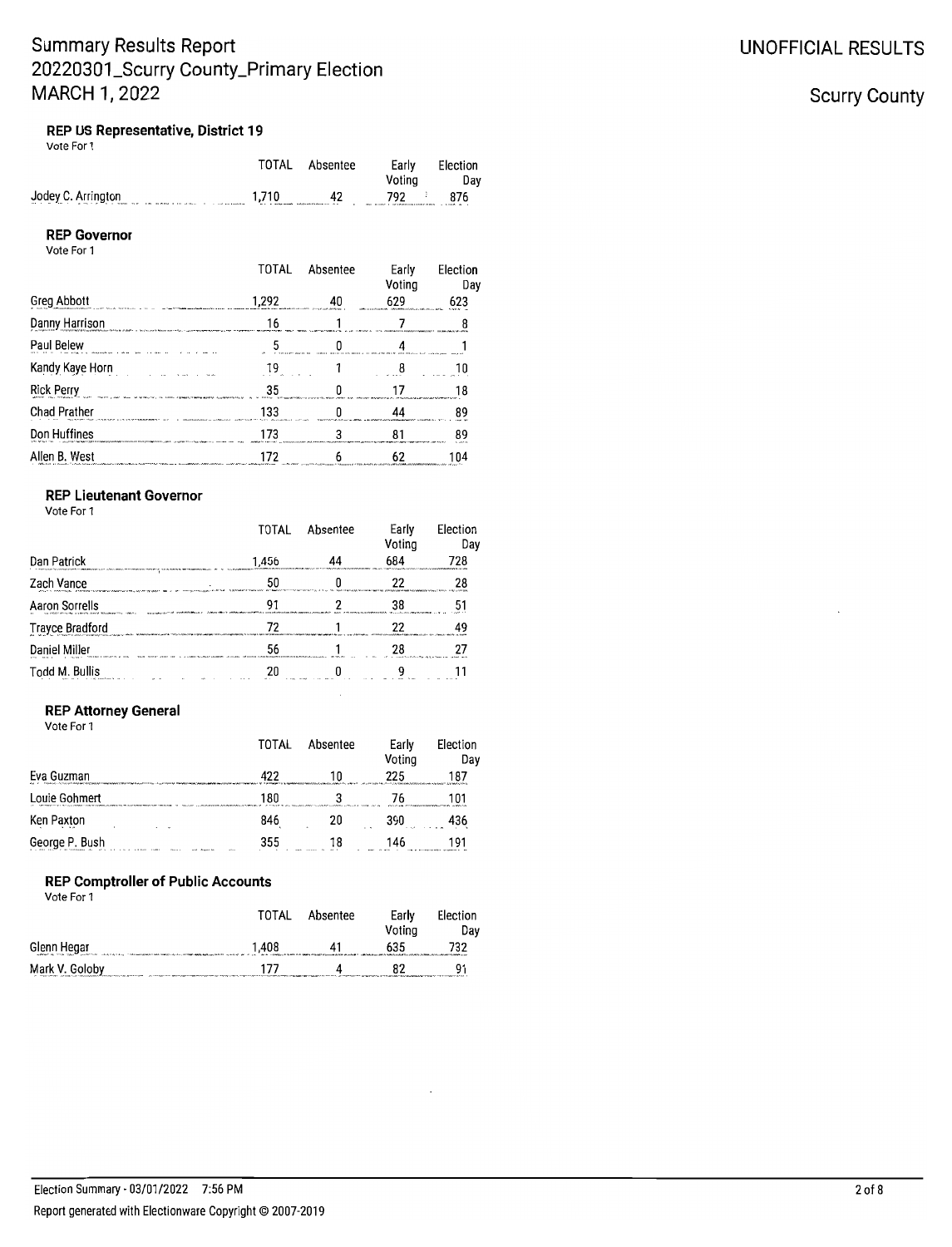# Summary Results Report
## 20220301_Scurry County_Primary Election
## MARCH 1, 2022

UNOFFICIAL RESULTS

Scurry County

### REP US Representative, District 19

Vote For 1

| | TOTAL | Absentee | Early Voting | Election Day |
|---|---|---|---|---|
| Jodey C. Arrington | 1,710 | 42 | 792 | 876 |

### REP Governor

Vote For 1

| | TOTAL | Absentee | Early Voting | Election Day |
|---|---|---|---|---|
| Greg Abbott | 1,292 | 40 | 629 | 623 |
| Danny Harrison | 16 | 1 | 7 | 8 |
| Paul Belew | 5 | 0 | 4 | 1 |
| Kandy Kaye Horn | 19 | 1 | 8 | 10 |
| Rick Perry | 35 | 0 | 17 | 18 |
| Chad Prather | 133 | 0 | 44 | 89 |
| Don Huffines | 173 | 3 | 81 | 89 |
| Allen B. West | 172 | 6 | 62 | 104 |

### REP Lieutenant Governor

Vote For 1

| | TOTAL | Absentee | Early Voting | Election Day |
|---|---|---|---|---|
| Dan Patrick | 1,456 | 44 | 684 | 728 |
| Zach Vance | 50 | 0 | 22 | 28 |
| Aaron Sorrells | 91 | 2 | 38 | 51 |
| Trayce Bradford | 72 | 1 | 22 | 49 |
| Daniel Miller | 56 | 1 | 28 | 27 |
| Todd M. Bullis | 20 | 0 | 9 | 11 |

### REP Attorney General

Vote For 1

| | TOTAL | Absentee | Early Voting | Election Day |
|---|---|---|---|---|
| Eva Guzman | 422 | 10 | 225 | 187 |
| Louie Gohmert | 180 | 3 | 76 | 101 |
| Ken Paxton | 846 | 20 | 390 | 436 |
| George P. Bush | 355 | 18 | 146 | 191 |

### REP Comptroller of Public Accounts

Vote For 1

| | TOTAL | Absentee | Early Voting | Election Day |
|---|---|---|---|---|
| Glenn Hegar | 1,408 | 41 | 635 | 732 |
| Mark V. Goloby | 177 | 4 | 82 | 91 |

Election Summary - 03/01/2022 7:56 PM

Report generated with Electionware Copyright © 2007-2019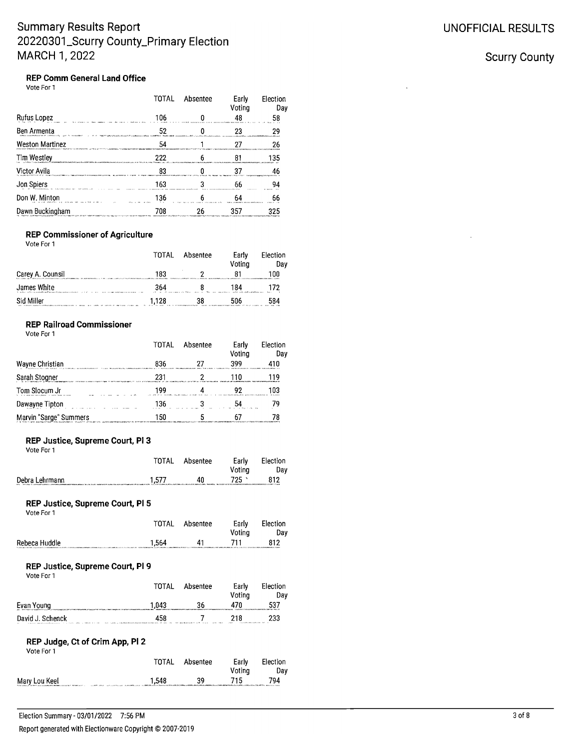# Summary Results Report
# 20220301_Scurry County_Primary Election
# MARCH 1, 2022

UNOFFICIAL RESULTS

Scurry County

### REP Comm General Land Office

Vote For 1

| | TOTAL | Absentee | Early Voting | Election Day |
|---|---|---|---|---|
| Rufus Lopez | 106 | 0 | 48 | 58 |
| Ben Armenta | 52 | 0 | 23 | 29 |
| Weston Martinez | 54 | 1 | 27 | 26 |
| Tim Westley | 222 | 6 | 81 | 135 |
| Victor Avila | 83 | 0 | 37 | 46 |
| Jon Spiers | 163 | 3 | 66 | 94 |
| Don W. Minton | 136 | 6 | 64 | 66 |
| Dawn Buckingham | 708 | 26 | 357 | 325 |

### REP Commissioner of Agriculture

Vote For 1

| | TOTAL | Absentee | Early Voting | Election Day |
|---|---|---|---|---|
| Carey A. Counsil | 183 | 2 | 81 | 100 |
| James White | 364 | 8 | 184 | 172 |
| Sid Miller | 1,128 | 38 | 506 | 584 |

### REP Railroad Commissioner

Vote For 1

| | TOTAL | Absentee | Early Voting | Election Day |
|---|---|---|---|---|
| Wayne Christian | 836 | 27 | 399 | 410 |
| Sarah Stogner | 231 | 2 | 110 | 119 |
| Tom Slocum Jr | 199 | 4 | 92 | 103 |
| Dawayne Tipton | 136 | 3 | 54 | 79 |
| Marvin "Sarge" Summers | 150 | 5 | 67 | 78 |

### REP Justice, Supreme Court, Pl 3

Vote For 1

| | TOTAL | Absentee | Early Voting | Election Day |
|---|---|---|---|---|
| Debra Lehrmann | 1,577 | 40 | 725 | 812 |

### REP Justice, Supreme Court, Pl 5

Vote For 1

| | TOTAL | Absentee | Early Voting | Election Day |
|---|---|---|---|---|
| Rebeca Huddle | 1,564 | 41 | 711 | 812 |

### REP Justice, Supreme Court, Pl 9

Vote For 1

| | TOTAL | Absentee | Early Voting | Election Day |
|---|---|---|---|---|
| Evan Young | 1,043 | 36 | 470 | 537 |
| David J. Schenck | 458 | 7 | 218 | 233 |

### REP Judge, Ct of Crim App, Pl 2

Vote For 1

| | TOTAL | Absentee | Early Voting | Election Day |
|---|---|---|---|---|
| Mary Lou Keel | 1,548 | 39 | 715 | 794 |

Election Summary - 03/01/2022 7:56 PM

Report generated with Electionware Copyright © 2007-2019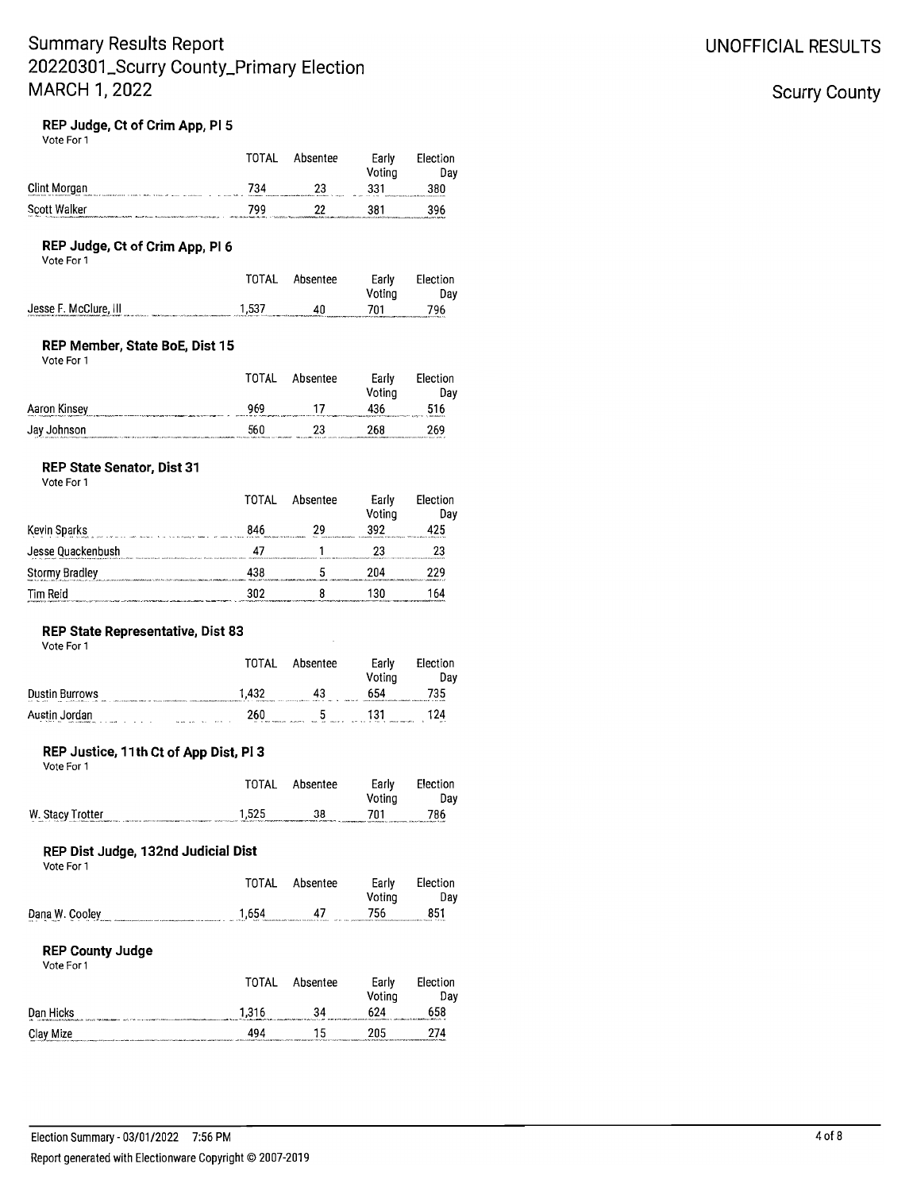# Summary Results Report
# 20220301_Scurry County_Primary Election
# MARCH 1, 2022

UNOFFICIAL RESULTS

Scurry County

### REP Judge, Ct of Crim App, Pl 5

Vote For 1

| | TOTAL | Absentee | Early Voting | Election Day |
|---|---|---|---|---|
| Clint Morgan | 734 | 23 | 331 | 380 |
| Scott Walker | 799 | 22 | 381 | 396 |

### REP Judge, Ct of Crim App, Pl 6

Vote For 1

| | TOTAL | Absentee | Early Voting | Election Day |
|---|---|---|---|---|
| Jesse F. McClure, III | 1,537 | 40 | 701 | 796 |

### REP Member, State BoE, Dist 15

Vote For 1

| | TOTAL | Absentee | Early Voting | Election Day |
|---|---|---|---|---|
| Aaron Kinsey | 969 | 17 | 436 | 516 |
| Jay Johnson | 560 | 23 | 268 | 269 |

### REP State Senator, Dist 31

Vote For 1

| | TOTAL | Absentee | Early Voting | Election Day |
|---|---|---|---|---|
| Kevin Sparks | 846 | 29 | 392 | 425 |
| Jesse Quackenbush | 47 | 1 | 23 | 23 |
| Stormy Bradley | 438 | 5 | 204 | 229 |
| Tim Reid | 302 | 8 | 130 | 164 |

### REP State Representative, Dist 83

Vote For 1

| | TOTAL | Absentee | Early Voting | Election Day |
|---|---|---|---|---|
| Dustin Burrows | 1,432 | 43 | 654 | 735 |
| Austin Jordan | 260 | 5 | 131 | 124 |

### REP Justice, 11th Ct of App Dist, Pl 3

Vote For 1

| | TOTAL | Absentee | Early Voting | Election Day |
|---|---|---|---|---|
| W. Stacy Trotter | 1,525 | 38 | 701 | 786 |

### REP Dist Judge, 132nd Judicial Dist

Vote For 1

| | TOTAL | Absentee | Early Voting | Election Day |
|---|---|---|---|---|
| Dana W. Cooley | 1,654 | 47 | 756 | 851 |

### REP County Judge

Vote For 1

| | TOTAL | Absentee | Early Voting | Election Day |
|---|---|---|---|---|
| Dan Hicks | 1,316 | 34 | 624 | 658 |
| Clay Mize | 494 | 15 | 205 | 274 |

Election Summary - 03/01/2022 7:56 PM

Report generated with Electionware Copyright © 2007-2019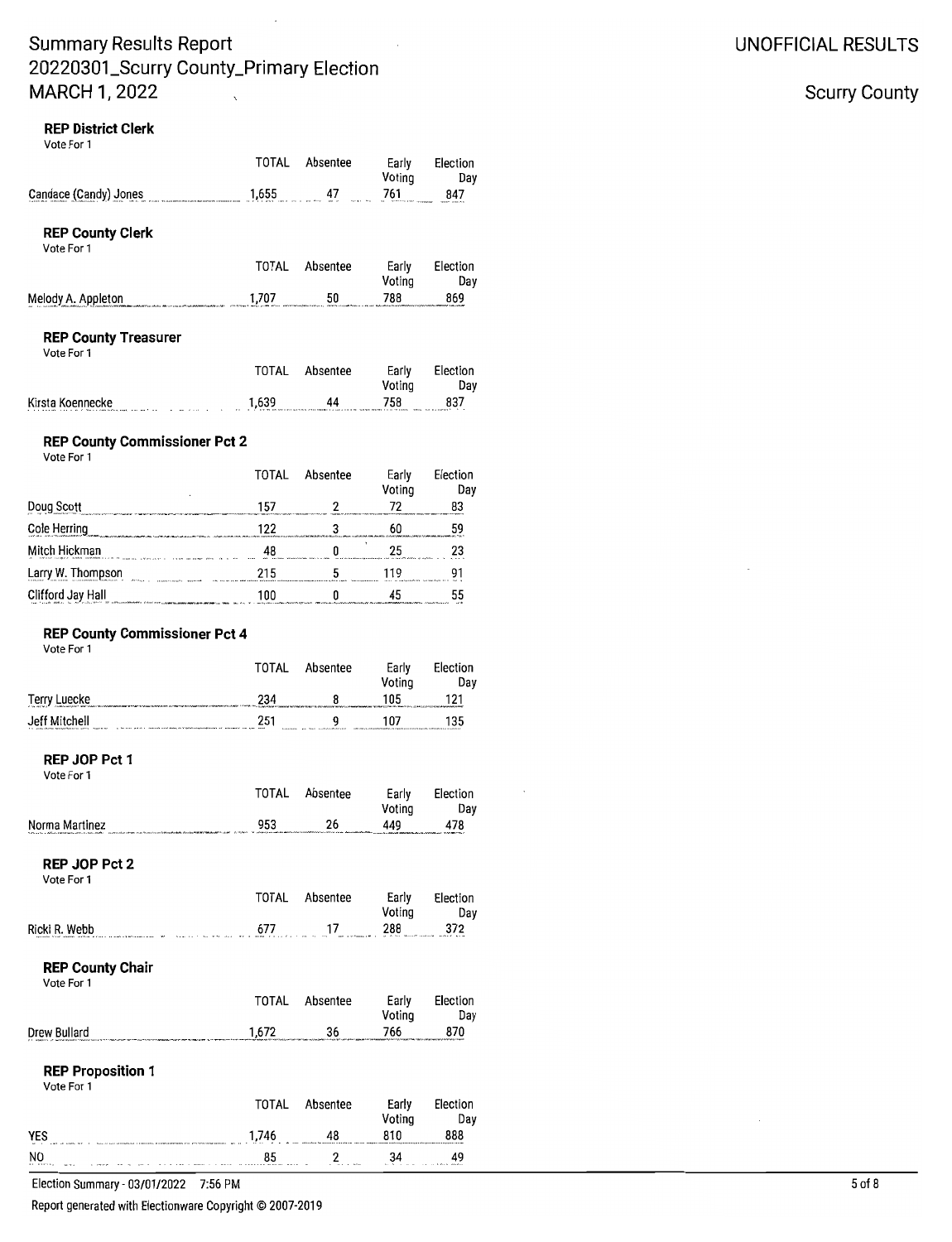# Summary Results Report
# 20220301_Scurry County_Primary Election
# MARCH 1, 2022

UNOFFICIAL RESULTS

Scurry County

### REP District Clerk
Vote For 1

| | TOTAL | Absentee | Early Voting | Election Day |
|---|---|---|---|---|
| Candace (Candy) Jones | 1,655 | 47 | 761 | 847 |

### REP County Clerk
Vote For 1

| | TOTAL | Absentee | Early Voting | Election Day |
|---|---|---|---|---|
| Melody A. Appleton | 1,707 | 50 | 788 | 869 |

### REP County Treasurer
Vote For 1

| | TOTAL | Absentee | Early Voting | Election Day |
|---|---|---|---|---|
| Kirsta Koennecke | 1,639 | 44 | 758 | 837 |

### REP County Commissioner Pct 2
Vote For 1

| | TOTAL | Absentee | Early Voting | Election Day |
|---|---|---|---|---|
| Doug Scott | 157 | 2 | 72 | 83 |
| Cole Herring | 122 | 3 | 60 | 59 |
| Mitch Hickman | 48 | 0 | 25 | 23 |
| Larry W. Thompson | 215 | 5 | 119 | 91 |
| Clifford Jay Hall | 100 | 0 | 45 | 55 |

### REP County Commissioner Pct 4
Vote For 1

| | TOTAL | Absentee | Early Voting | Election Day |
|---|---|---|---|---|
| Terry Luecke | 234 | 8 | 105 | 121 |
| Jeff Mitchell | 251 | 9 | 107 | 135 |

### REP JOP Pct 1
Vote For 1

| | TOTAL | Absentee | Early Voting | Election Day |
|---|---|---|---|---|
| Norma Martinez | 953 | 26 | 449 | 478 |

### REP JOP Pct 2
Vote For 1

| | TOTAL | Absentee | Early Voting | Election Day |
|---|---|---|---|---|
| Ricki R. Webb | 677 | 17 | 288 | 372 |

### REP County Chair
Vote For 1

| | TOTAL | Absentee | Early Voting | Election Day |
|---|---|---|---|---|
| Drew Bullard | 1,672 | 36 | 766 | 870 |

### REP Proposition 1
Vote For 1

| | TOTAL | Absentee | Early Voting | Election Day |
|---|---|---|---|---|
| YES | 1,746 | 48 | 810 | 888 |
| NO | 85 | 2 | 34 | 49 |

Election Summary - 03/01/2022 7:56 PM

Report generated with Electionware Copyright © 2007-2019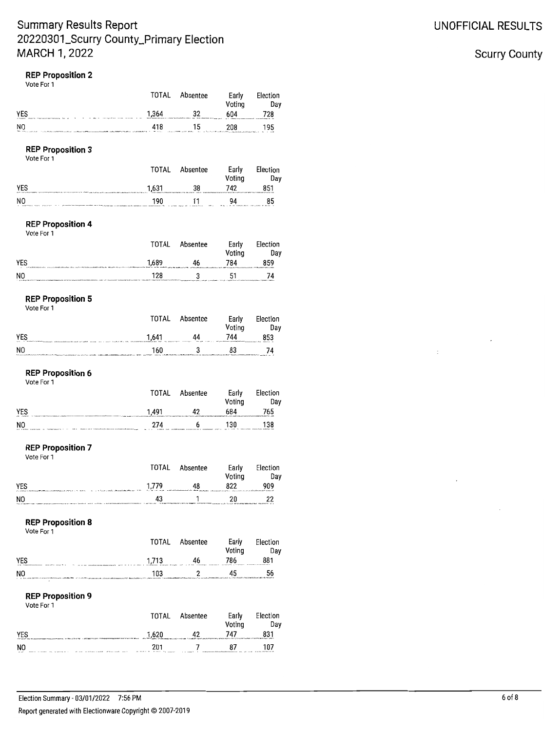# Summary Results Report
# 20220301_Scurry County_Primary Election
# MARCH 1, 2022

UNOFFICIAL RESULTS

Scurry County

### REP Proposition 2

Vote For 1

| | TOTAL | Absentee | Early Voting | Election Day |
|---|---|---|---|---|
| YES | 1,364 | 32 | 604 | 728 |
| NO | 418 | 15 | 208 | 195 |

### REP Proposition 3

Vote For 1

| | TOTAL | Absentee | Early Voting | Election Day |
|---|---|---|---|---|
| YES | 1,631 | 38 | 742 | 851 |
| NO | 190 | 11 | 94 | 85 |

### REP Proposition 4

Vote For 1

| | TOTAL | Absentee | Early Voting | Election Day |
|---|---|---|---|---|
| YES | 1,689 | 46 | 784 | 859 |
| NO | 128 | 3 | 51 | 74 |

### REP Proposition 5

Vote For 1

| | TOTAL | Absentee | Early Voting | Election Day |
|---|---|---|---|---|
| YES | 1,641 | 44 | 744 | 853 |
| NO | 160 | 3 | 83 | 74 |

### REP Proposition 6

Vote For 1

| | TOTAL | Absentee | Early Voting | Election Day |
|---|---|---|---|---|
| YES | 1,491 | 42 | 684 | 765 |
| NO | 274 | 6 | 130 | 138 |

### REP Proposition 7

Vote For 1

| | TOTAL | Absentee | Early Voting | Election Day |
|---|---|---|---|---|
| YES | 1,779 | 48 | 822 | 909 |
| NO | 43 | 1 | 20 | 22 |

### REP Proposition 8

Vote For 1

| | TOTAL | Absentee | Early Voting | Election Day |
|---|---|---|---|---|
| YES | 1,713 | 46 | 786 | 881 |
| NO | 103 | 2 | 45 | 56 |

### REP Proposition 9

Vote For 1

| | TOTAL | Absentee | Early Voting | Election Day |
|---|---|---|---|---|
| YES | 1,620 | 42 | 747 | 831 |
| NO | 201 | 7 | 87 | 107 |

Election Summary - 03/01/2022 7:56 PM

Report generated with Electionware Copyright © 2007-2019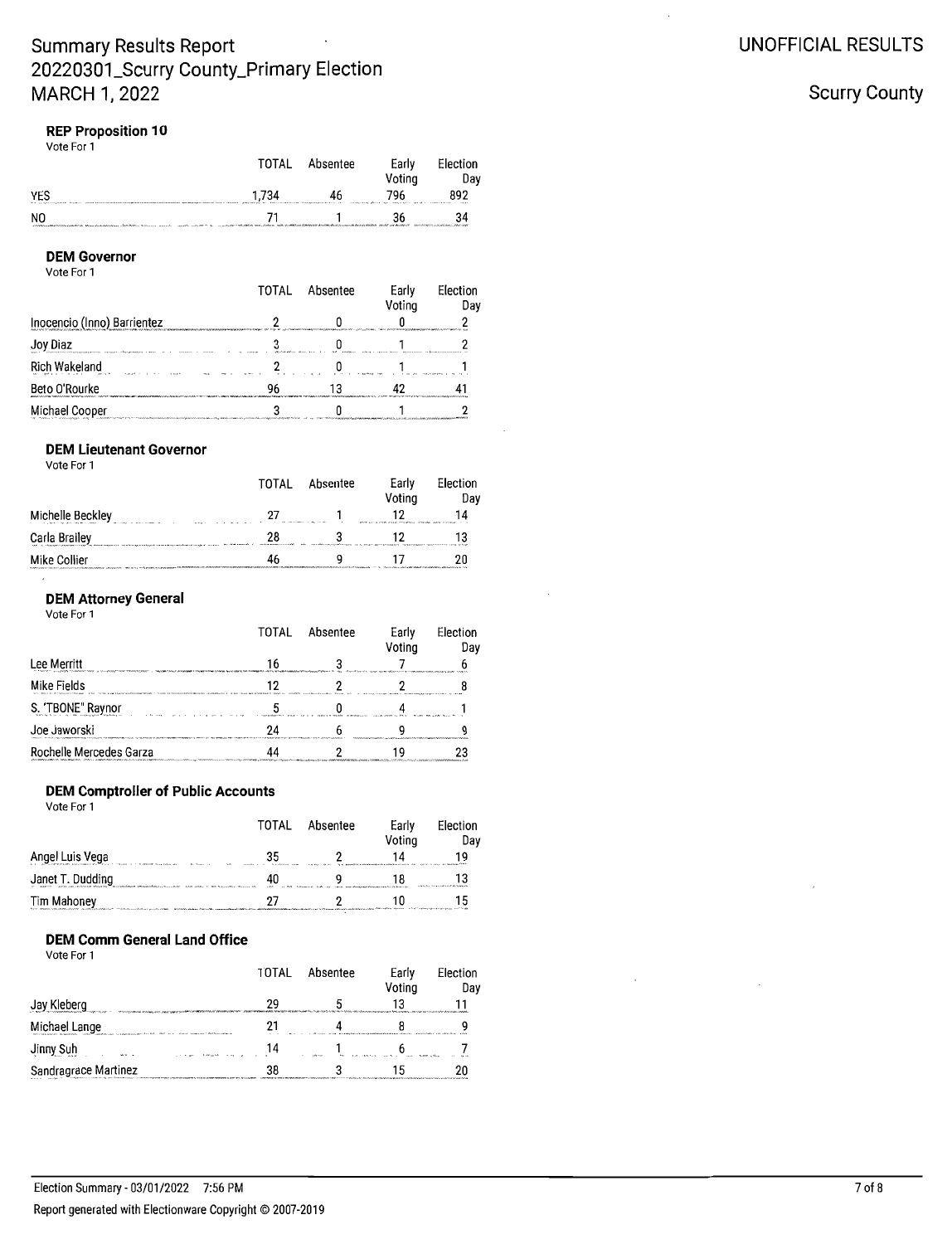# Summary Results Report
# 20220301_Scurry County_Primary Election
# MARCH 1, 2022

UNOFFICIAL RESULTS

Scurry County

### REP Proposition 10

Vote For 1

| | TOTAL | Absentee | Early Voting | Election Day |
|---|---|---|---|---|
| YES | 1,734 | 46 | 796 | 892 |
| NO | 71 | 1 | 36 | 34 |

### DEM Governor

Vote For 1

| | TOTAL | Absentee | Early Voting | Election Day |
|---|---|---|---|---|
| Inocencio (Inno) Barrientez | 2 | 0 | 0 | 2 |
| Joy Diaz | 3 | 0 | 1 | 2 |
| Rich Wakeland | 2 | 0 | 1 | 1 |
| Beto O'Rourke | 96 | 13 | 42 | 41 |
| Michael Cooper | 3 | 0 | 1 | 2 |

### DEM Lieutenant Governor

Vote For 1

| | TOTAL | Absentee | Early Voting | Election Day |
|---|---|---|---|---|
| Michelle Beckley | 27 | 1 | 12 | 14 |
| Carla Brailey | 28 | 3 | 12 | 13 |
| Mike Collier | 46 | 9 | 17 | 20 |

### DEM Attorney General

Vote For 1

| | TOTAL | Absentee | Early Voting | Election Day |
|---|---|---|---|---|
| Lee Merritt | 16 | 3 | 7 | 6 |
| Mike Fields | 12 | 2 | 2 | 8 |
| S. "TBONE" Raynor | 5 | 0 | 4 | 1 |
| Joe Jaworski | 24 | 6 | 9 | 9 |
| Rochelle Mercedes Garza | 44 | 2 | 19 | 23 |

### DEM Comptroller of Public Accounts

Vote For 1

| | TOTAL | Absentee | Early Voting | Election Day |
|---|---|---|---|---|
| Angel Luis Vega | 35 | 2 | 14 | 19 |
| Janet T. Dudding | 40 | 9 | 18 | 13 |
| Tim Mahoney | 27 | 2 | 10 | 15 |

### DEM Comm General Land Office

Vote For 1

| | TOTAL | Absentee | Early Voting | Election Day |
|---|---|---|---|---|
| Jay Kleberg | 29 | 5 | 13 | 11 |
| Michael Lange | 21 | 4 | 8 | 9 |
| Jinny Suh | 14 | 1 | 6 | 7 |
| Sandragrace Martinez | 38 | 3 | 15 | 20 |

Election Summary - 03/01/2022 7:56 PM

Report generated with Electionware Copyright © 2007-2019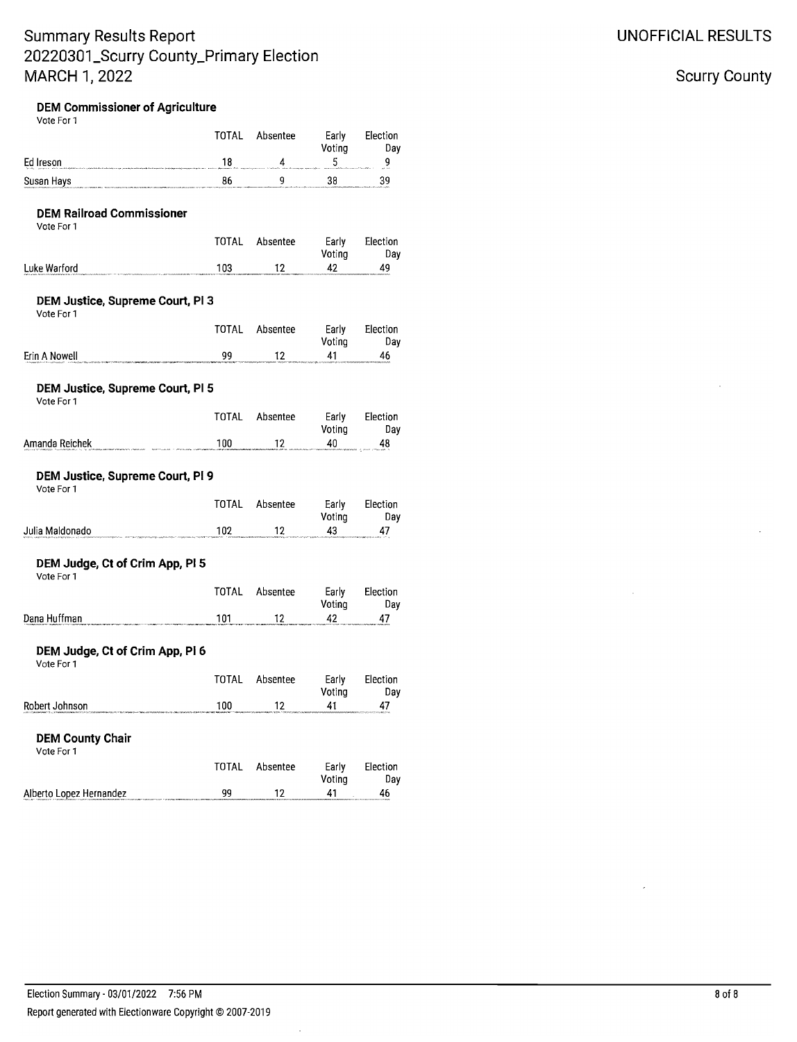# Summary Results Report
# 20220301_Scurry County_Primary Election
# MARCH 1, 2022

UNOFFICIAL RESULTS

Scurry County

### DEM Commissioner of Agriculture

Vote For 1

| | TOTAL | Absentee | Early Voting | Election Day |
|---|---|---|---|---|
| Ed Ireson | 18 | 4 | 5 | 9 |
| Susan Hays | 86 | 9 | 38 | 39 |

### DEM Railroad Commissioner

Vote For 1

| | TOTAL | Absentee | Early Voting | Election Day |
|---|---|---|---|---|
| Luke Warford | 103 | 12 | 42 | 49 |

### DEM Justice, Supreme Court, Pl 3

Vote For 1

| | TOTAL | Absentee | Early Voting | Election Day |
|---|---|---|---|---|
| Erin A Nowell | 99 | 12 | 41 | 46 |

### DEM Justice, Supreme Court, Pl 5

Vote For 1

| | TOTAL | Absentee | Early Voting | Election Day |
|---|---|---|---|---|
| Amanda Reichek | 100 | 12 | 40 | 48 |

### DEM Justice, Supreme Court, Pl 9

Vote For 1

| | TOTAL | Absentee | Early Voting | Election Day |
|---|---|---|---|---|
| Julia Maldonado | 102 | 12 | 43 | 47 |

### DEM Judge, Ct of Crim App, Pl 5

Vote For 1

| | TOTAL | Absentee | Early Voting | Election Day |
|---|---|---|---|---|
| Dana Huffman | 101 | 12 | 42 | 47 |

### DEM Judge, Ct of Crim App, Pl 6

Vote For 1

| | TOTAL | Absentee | Early Voting | Election Day |
|---|---|---|---|---|
| Robert Johnson | 100 | 12 | 41 | 47 |

### DEM County Chair

Vote For 1

| | TOTAL | Absentee | Early Voting | Election Day |
|---|---|---|---|---|
| Alberto Lopez Hernandez | 99 | 12 | 41 | 46 |

Election Summary - 03/01/2022 7:56 PM

Report generated with Electionware Copyright © 2007-2019